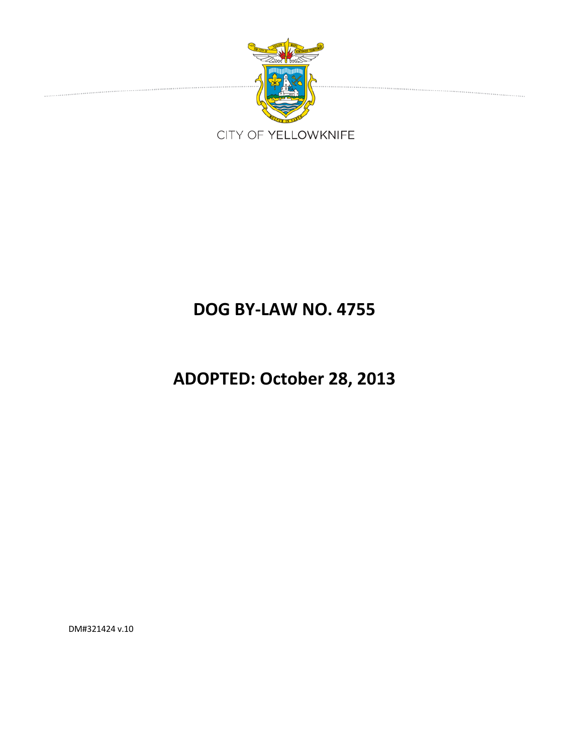CITY OF YELLOWKNIFE

# DOG BY-LAW NO. 4755

# ADOPTED: October 28, 2013

DM#321424 v.10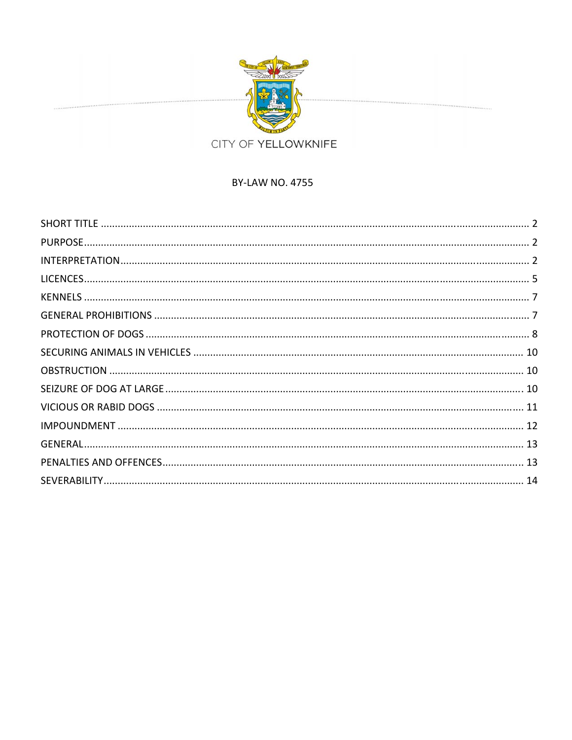CITY OF YELLOWKNIFE

BY-LAW NO. 4755

| | |
|---|---|
| SHORT TITLE | 2 |
| PURPOSE | 2 |
| INTERPRETATION | 2 |
| LICENCES | 5 |
| KENNELS | 7 |
| GENERAL PROHIBITIONS | 7 |
| PROTECTION OF DOGS | 8 |
| SECURING ANIMALS IN VEHICLES | 10 |
| OBSTRUCTION | 10 |
| SEIZURE OF DOG AT LARGE | 10 |
| VICIOUS OR RABID DOGS | 11 |
| IMPOUNDMENT | 12 |
| GENERAL | 13 |
| PENALTIES AND OFFENCES | 13 |
| SEVERABILITY | 14 |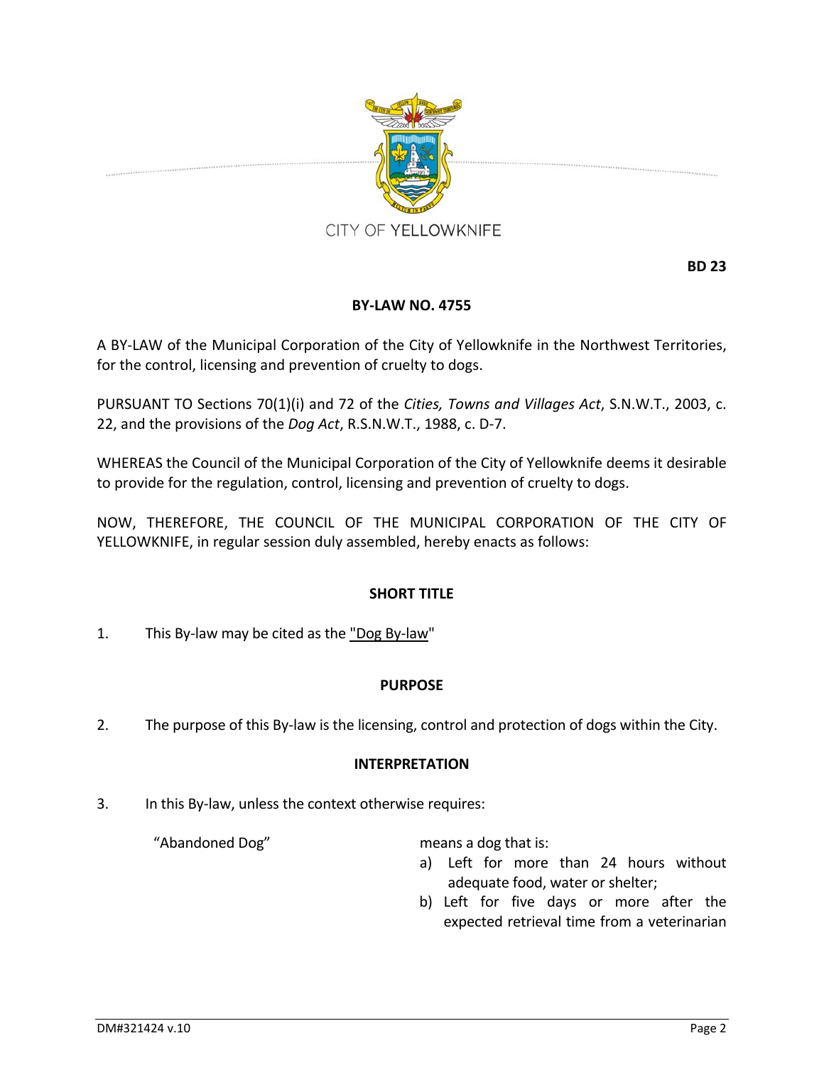CITY OF YELLOWKNIFE

**BD 23**

**BY-LAW NO. 4755**

A BY-LAW of the Municipal Corporation of the City of Yellowknife in the Northwest Territories, for the control, licensing and prevention of cruelty to dogs.

PURSUANT TO Sections 70(1)(i) and 72 of the *Cities, Towns and Villages Act*, S.N.W.T., 2003, c. 22, and the provisions of the *Dog Act*, R.S.N.W.T., 1988, c. D-7.

WHEREAS the Council of the Municipal Corporation of the City of Yellowknife deems it desirable to provide for the regulation, control, licensing and prevention of cruelty to dogs.

NOW, THEREFORE, THE COUNCIL OF THE MUNICIPAL CORPORATION OF THE CITY OF YELLOWKNIFE, in regular session duly assembled, hereby enacts as follows:

**SHORT TITLE**

1. This By-law may be cited as the "Dog By-law"

**PURPOSE**

2. The purpose of this By-law is the licensing, control and protection of dogs within the City.

**INTERPRETATION**

3. In this By-law, unless the context otherwise requires:

"Abandoned Dog" means a dog that is:

a) Left for more than 24 hours without adequate food, water or shelter;
b) Left for five days or more after the expected retrieval time from a veterinarian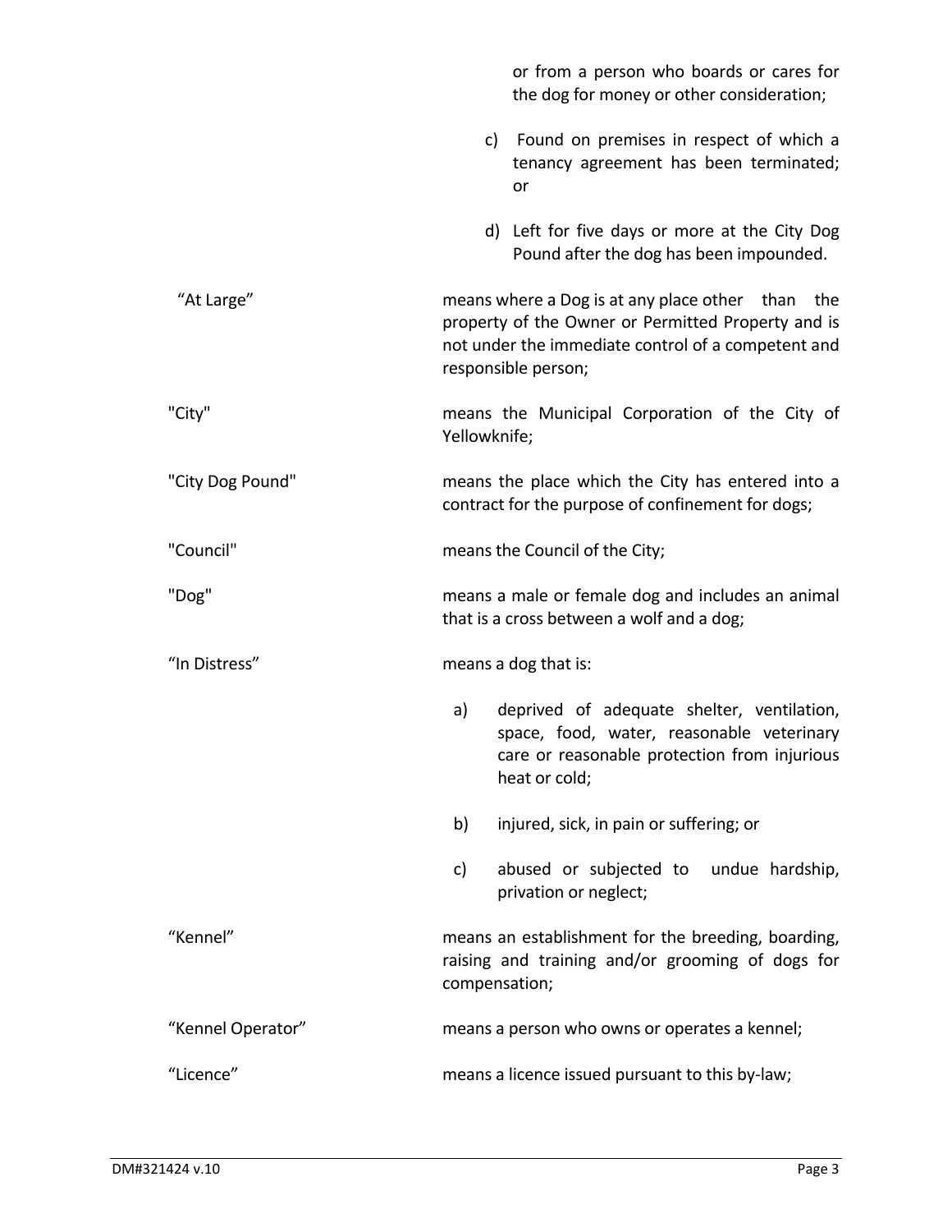or from a person who boards or cares for the dog for money or other consideration;

c) Found on premises in respect of which a tenancy agreement has been terminated; or

d) Left for five days or more at the City Dog Pound after the dog has been impounded.

| | |
|---|---|
| "At Large" | means where a Dog is at any place other than the property of the Owner or Permitted Property and is not under the immediate control of a competent and responsible person; |
| "City" | means the Municipal Corporation of the City of Yellowknife; |
| "City Dog Pound" | means the place which the City has entered into a contract for the purpose of confinement for dogs; |
| "Council" | means the Council of the City; |
| "Dog" | means a male or female dog and includes an animal that is a cross between a wolf and a dog; |
| "In Distress" | means a dog that is: a) deprived of adequate shelter, ventilation, space, food, water, reasonable veterinary care or reasonable protection from injurious heat or cold; b) injured, sick, in pain or suffering; or c) abused or subjected to undue hardship, privation or neglect; |
| "Kennel" | means an establishment for the breeding, boarding, raising and training and/or grooming of dogs for compensation; |
| "Kennel Operator" | means a person who owns or operates a kennel; |
| "Licence" | means a licence issued pursuant to this by-law; |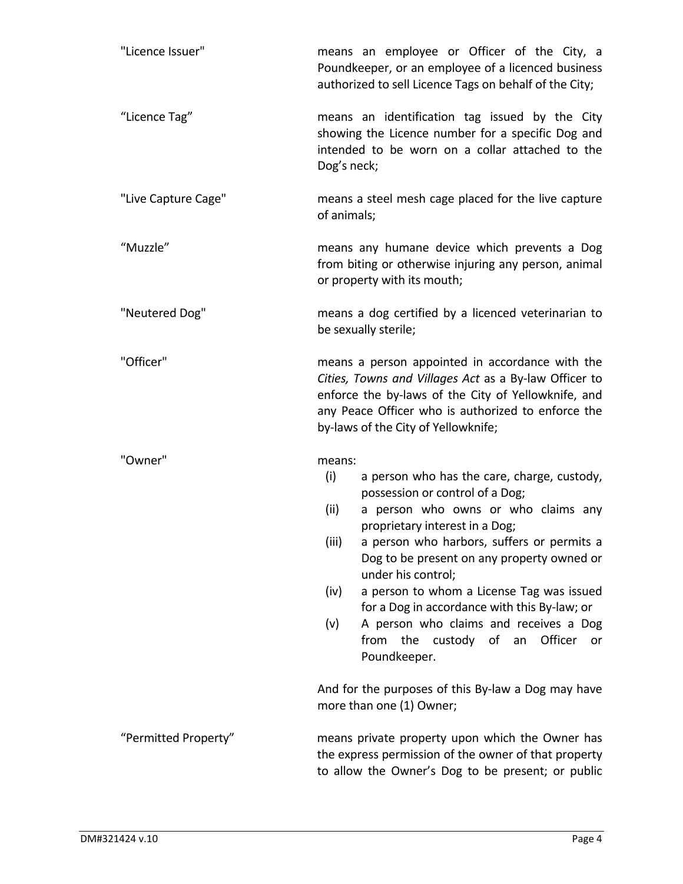"Licence Issuer" means an employee or Officer of the City, a Poundkeeper, or an employee of a licenced business authorized to sell Licence Tags on behalf of the City;

"Licence Tag" means an identification tag issued by the City showing the Licence number for a specific Dog and intended to be worn on a collar attached to the Dog's neck;

"Live Capture Cage" means a steel mesh cage placed for the live capture of animals;

"Muzzle" means any humane device which prevents a Dog from biting or otherwise injuring any person, animal or property with its mouth;

"Neutered Dog" means a dog certified by a licenced veterinarian to be sexually sterile;

"Officer" means a person appointed in accordance with the *Cities, Towns and Villages Act* as a By-law Officer to enforce the by-laws of the City of Yellowknife, and any Peace Officer who is authorized to enforce the by-laws of the City of Yellowknife;

"Owner" means:

- (i) a person who has the care, charge, custody, possession or control of a Dog;
- (ii) a person who owns or who claims any proprietary interest in a Dog;
- (iii) a person who harbors, suffers or permits a Dog to be present on any property owned or under his control;
- (iv) a person to whom a License Tag was issued for a Dog in accordance with this By-law; or
- (v) A person who claims and receives a Dog from the custody of an Officer or Poundkeeper.

And for the purposes of this By-law a Dog may have more than one (1) Owner;

"Permitted Property" means private property upon which the Owner has the express permission of the owner of that property to allow the Owner's Dog to be present; or public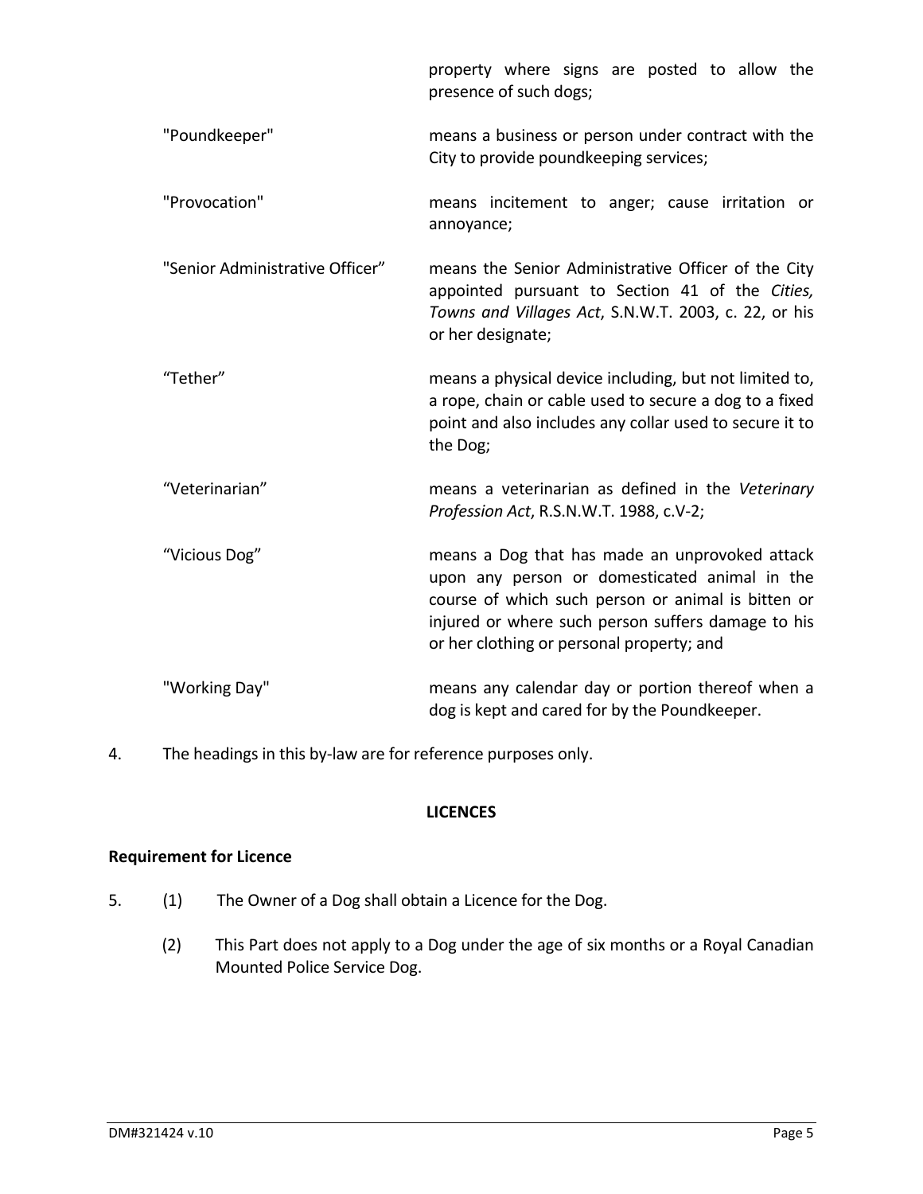property where signs are posted to allow the presence of such dogs;

"Poundkeeper" means a business or person under contract with the City to provide poundkeeping services;

"Provocation" means incitement to anger; cause irritation or annoyance;

"Senior Administrative Officer" means the Senior Administrative Officer of the City appointed pursuant to Section 41 of the *Cities, Towns and Villages Act*, S.N.W.T. 2003, c. 22, or his or her designate;

"Tether" means a physical device including, but not limited to, a rope, chain or cable used to secure a dog to a fixed point and also includes any collar used to secure it to the Dog;

"Veterinarian" means a veterinarian as defined in the *Veterinary Profession Act*, R.S.N.W.T. 1988, c.V-2;

"Vicious Dog" means a Dog that has made an unprovoked attack upon any person or domesticated animal in the course of which such person or animal is bitten or injured or where such person suffers damage to his or her clothing or personal property; and

"Working Day" means any calendar day or portion thereof when a dog is kept and cared for by the Poundkeeper.

4. The headings in this by-law are for reference purposes only.

## LICENCES

### Requirement for Licence

5. (1) The Owner of a Dog shall obtain a Licence for the Dog.

   (2) This Part does not apply to a Dog under the age of six months or a Royal Canadian Mounted Police Service Dog.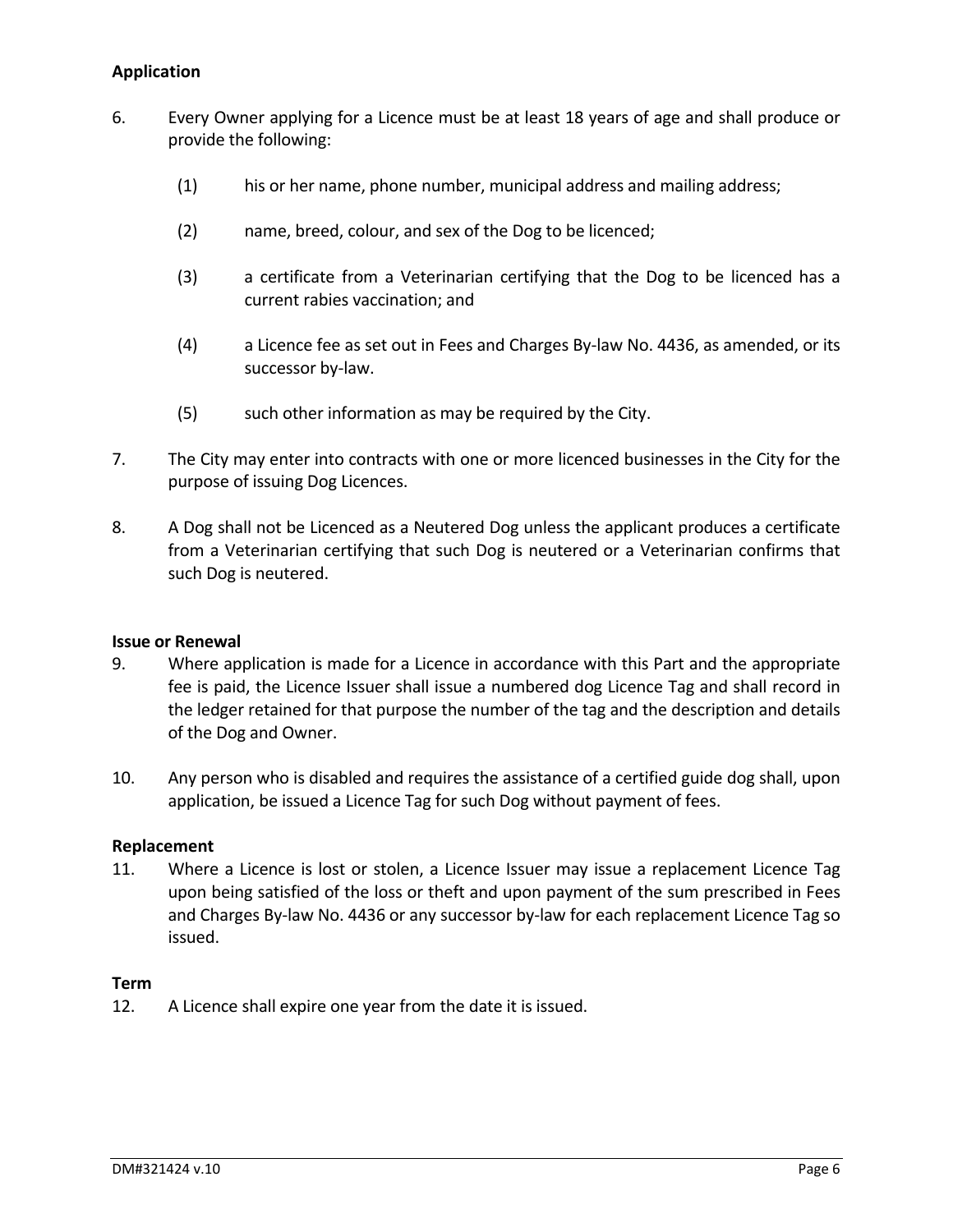**Application**

6. Every Owner applying for a Licence must be at least 18 years of age and shall produce or provide the following:

   (1) his or her name, phone number, municipal address and mailing address;

   (2) name, breed, colour, and sex of the Dog to be licenced;

   (3) a certificate from a Veterinarian certifying that the Dog to be licenced has a current rabies vaccination; and

   (4) a Licence fee as set out in Fees and Charges By-law No. 4436, as amended, or its successor by-law.

   (5) such other information as may be required by the City.

7. The City may enter into contracts with one or more licenced businesses in the City for the purpose of issuing Dog Licences.

8. A Dog shall not be Licenced as a Neutered Dog unless the applicant produces a certificate from a Veterinarian certifying that such Dog is neutered or a Veterinarian confirms that such Dog is neutered.

**Issue or Renewal**

9. Where application is made for a Licence in accordance with this Part and the appropriate fee is paid, the Licence Issuer shall issue a numbered dog Licence Tag and shall record in the ledger retained for that purpose the number of the tag and the description and details of the Dog and Owner.

10. Any person who is disabled and requires the assistance of a certified guide dog shall, upon application, be issued a Licence Tag for such Dog without payment of fees.

**Replacement**

11. Where a Licence is lost or stolen, a Licence Issuer may issue a replacement Licence Tag upon being satisfied of the loss or theft and upon payment of the sum prescribed in Fees and Charges By-law No. 4436 or any successor by-law for each replacement Licence Tag so issued.

**Term**

12. A Licence shall expire one year from the date it is issued.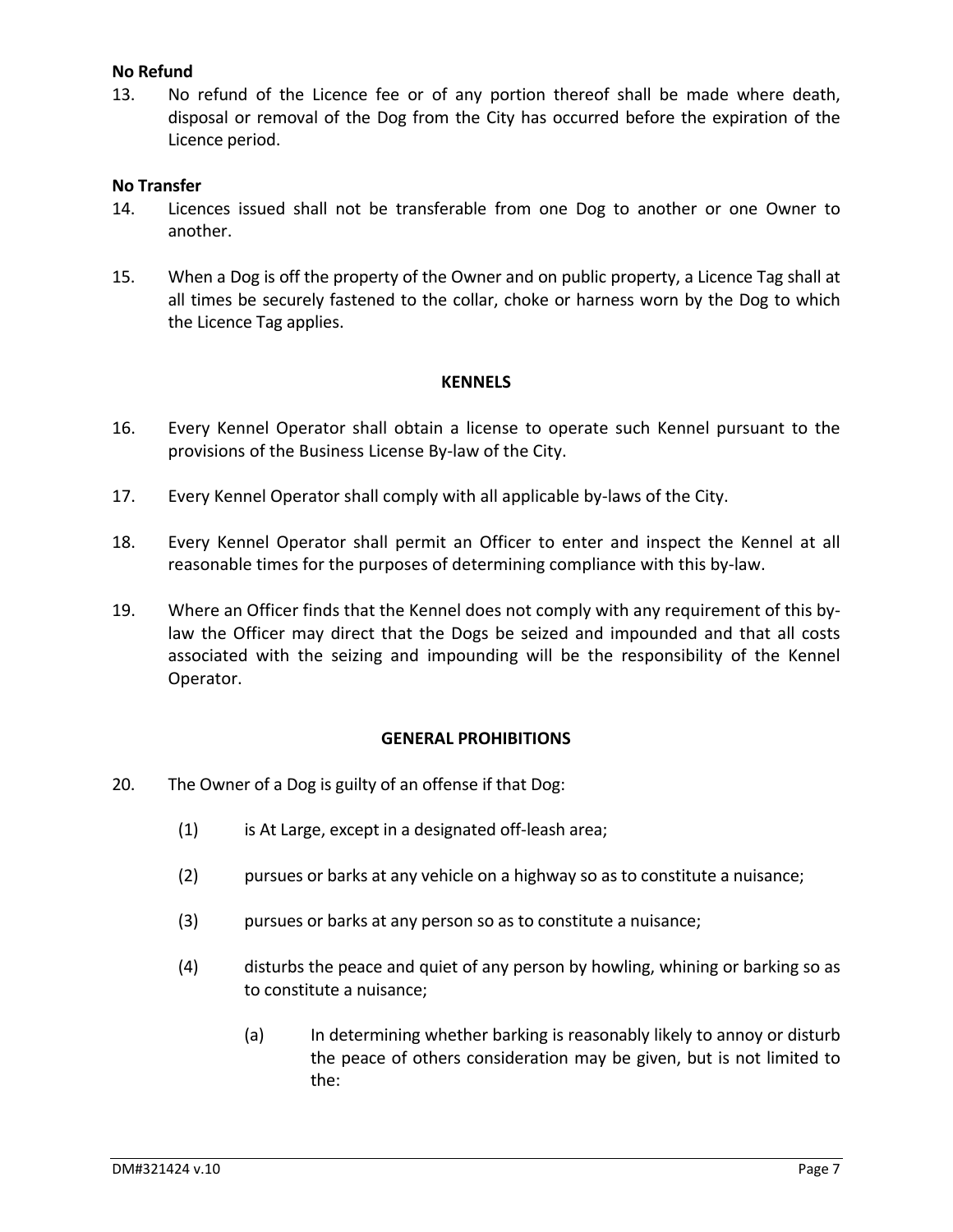**No Refund**

13. No refund of the Licence fee or of any portion thereof shall be made where death, disposal or removal of the Dog from the City has occurred before the expiration of the Licence period.

**No Transfer**

14. Licences issued shall not be transferable from one Dog to another or one Owner to another.

15. When a Dog is off the property of the Owner and on public property, a Licence Tag shall at all times be securely fastened to the collar, choke or harness worn by the Dog to which the Licence Tag applies.

## KENNELS

16. Every Kennel Operator shall obtain a license to operate such Kennel pursuant to the provisions of the Business License By-law of the City.

17. Every Kennel Operator shall comply with all applicable by-laws of the City.

18. Every Kennel Operator shall permit an Officer to enter and inspect the Kennel at all reasonable times for the purposes of determining compliance with this by-law.

19. Where an Officer finds that the Kennel does not comply with any requirement of this by-law the Officer may direct that the Dogs be seized and impounded and that all costs associated with the seizing and impounding will be the responsibility of the Kennel Operator.

## GENERAL PROHIBITIONS

20. The Owner of a Dog is guilty of an offense if that Dog:

    (1) is At Large, except in a designated off-leash area;

    (2) pursues or barks at any vehicle on a highway so as to constitute a nuisance;

    (3) pursues or barks at any person so as to constitute a nuisance;

    (4) disturbs the peace and quiet of any person by howling, whining or barking so as to constitute a nuisance;

        (a) In determining whether barking is reasonably likely to annoy or disturb the peace of others consideration may be given, but is not limited to the: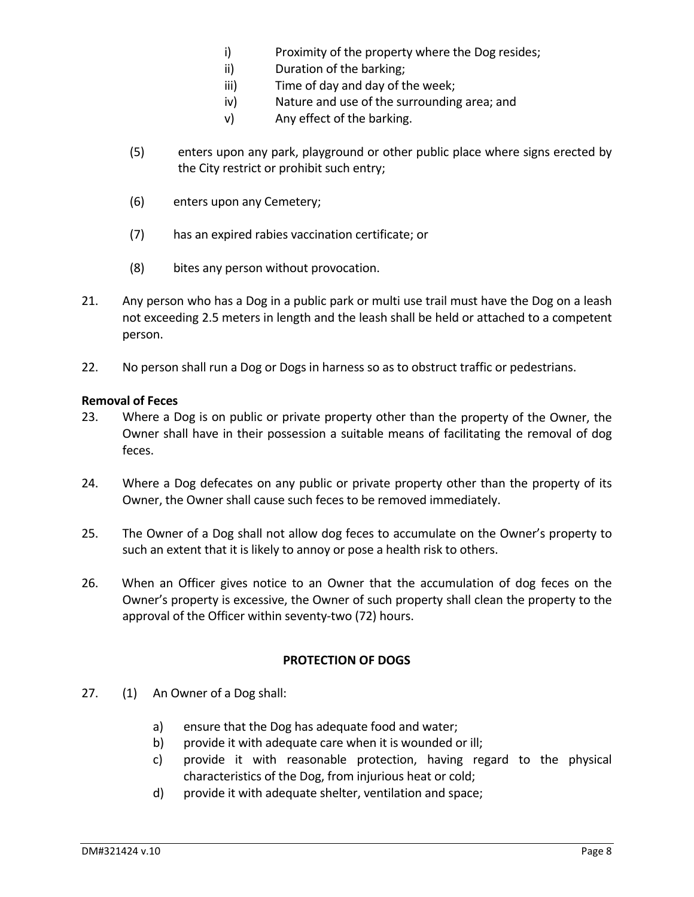i) Proximity of the property where the Dog resides;
ii) Duration of the barking;
iii) Time of day and day of the week;
iv) Nature and use of the surrounding area; and
v) Any effect of the barking.

(5) enters upon any park, playground or other public place where signs erected by the City restrict or prohibit such entry;

(6) enters upon any Cemetery;

(7) has an expired rabies vaccination certificate; or

(8) bites any person without provocation.

21. Any person who has a Dog in a public park or multi use trail must have the Dog on a leash not exceeding 2.5 meters in length and the leash shall be held or attached to a competent person.

22. No person shall run a Dog or Dogs in harness so as to obstruct traffic or pedestrians.

**Removal of Feces**

23. Where a Dog is on public or private property other than the property of the Owner, the Owner shall have in their possession a suitable means of facilitating the removal of dog feces.

24. Where a Dog defecates on any public or private property other than the property of its Owner, the Owner shall cause such feces to be removed immediately.

25. The Owner of a Dog shall not allow dog feces to accumulate on the Owner's property to such an extent that it is likely to annoy or pose a health risk to others.

26. When an Officer gives notice to an Owner that the accumulation of dog feces on the Owner's property is excessive, the Owner of such property shall clean the property to the approval of the Officer within seventy-two (72) hours.

**PROTECTION OF DOGS**

27. (1) An Owner of a Dog shall:

a) ensure that the Dog has adequate food and water;
b) provide it with adequate care when it is wounded or ill;
c) provide it with reasonable protection, having regard to the physical characteristics of the Dog, from injurious heat or cold;
d) provide it with adequate shelter, ventilation and space;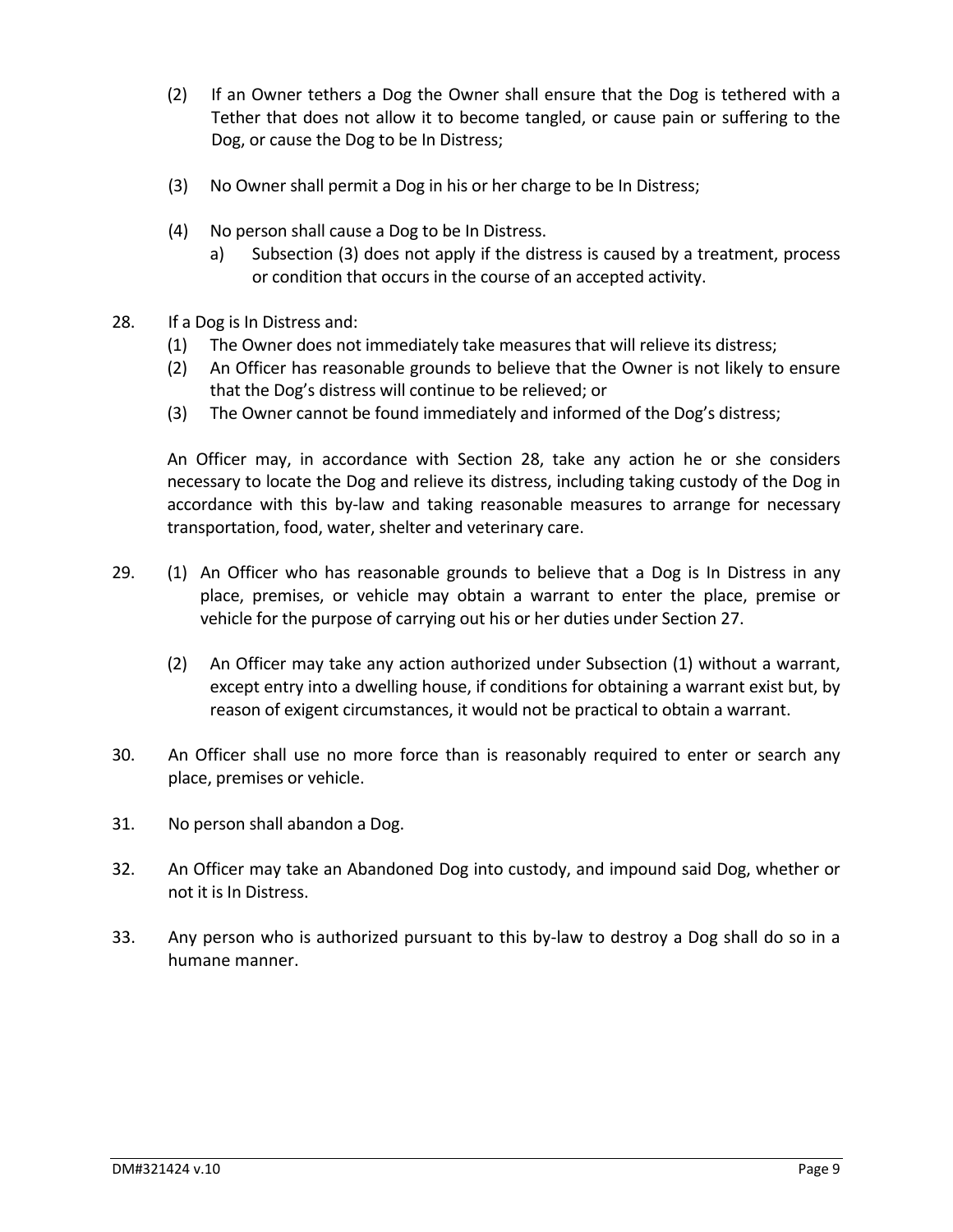(2) If an Owner tethers a Dog the Owner shall ensure that the Dog is tethered with a Tether that does not allow it to become tangled, or cause pain or suffering to the Dog, or cause the Dog to be In Distress;

(3) No Owner shall permit a Dog in his or her charge to be In Distress;

(4) No person shall cause a Dog to be In Distress.

   a) Subsection (3) does not apply if the distress is caused by a treatment, process or condition that occurs in the course of an accepted activity.

28. If a Dog is In Distress and:

   (1) The Owner does not immediately take measures that will relieve its distress;
   (2) An Officer has reasonable grounds to believe that the Owner is not likely to ensure that the Dog's distress will continue to be relieved; or
   (3) The Owner cannot be found immediately and informed of the Dog's distress;

   An Officer may, in accordance with Section 28, take any action he or she considers necessary to locate the Dog and relieve its distress, including taking custody of the Dog in accordance with this by-law and taking reasonable measures to arrange for necessary transportation, food, water, shelter and veterinary care.

29. (1) An Officer who has reasonable grounds to believe that a Dog is In Distress in any place, premises, or vehicle may obtain a warrant to enter the place, premise or vehicle for the purpose of carrying out his or her duties under Section 27.

   (2) An Officer may take any action authorized under Subsection (1) without a warrant, except entry into a dwelling house, if conditions for obtaining a warrant exist but, by reason of exigent circumstances, it would not be practical to obtain a warrant.

30. An Officer shall use no more force than is reasonably required to enter or search any place, premises or vehicle.

31. No person shall abandon a Dog.

32. An Officer may take an Abandoned Dog into custody, and impound said Dog, whether or not it is In Distress.

33. Any person who is authorized pursuant to this by-law to destroy a Dog shall do so in a humane manner.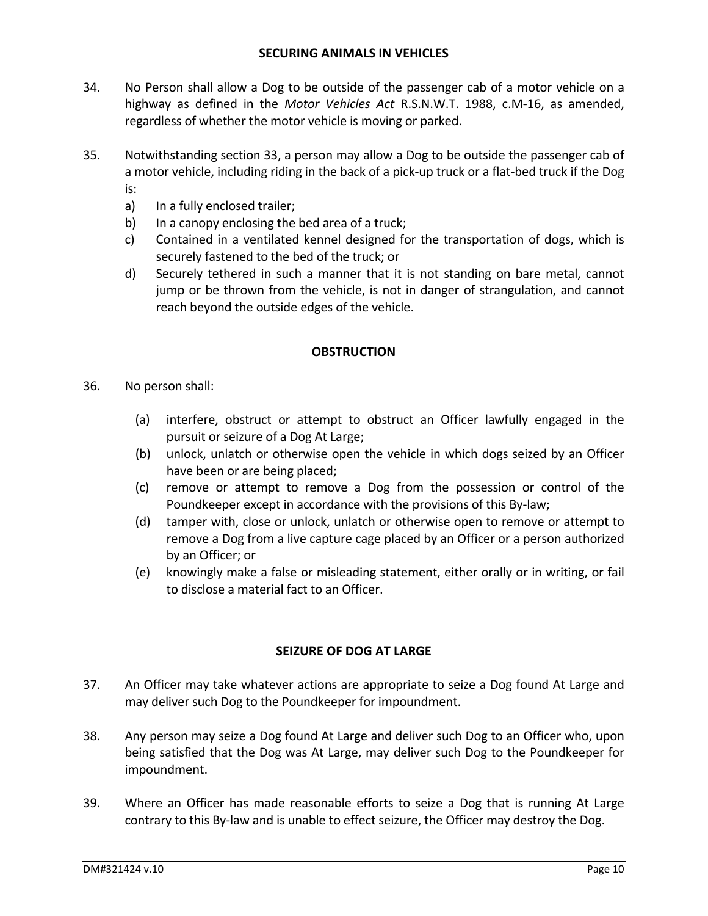## SECURING ANIMALS IN VEHICLES

34. No Person shall allow a Dog to be outside of the passenger cab of a motor vehicle on a highway as defined in the *Motor Vehicles Act* R.S.N.W.T. 1988, c.M-16, as amended, regardless of whether the motor vehicle is moving or parked.

35. Notwithstanding section 33, a person may allow a Dog to be outside the passenger cab of a motor vehicle, including riding in the back of a pick-up truck or a flat-bed truck if the Dog is:
    a) In a fully enclosed trailer;
    b) In a canopy enclosing the bed area of a truck;
    c) Contained in a ventilated kennel designed for the transportation of dogs, which is securely fastened to the bed of the truck; or
    d) Securely tethered in such a manner that it is not standing on bare metal, cannot jump or be thrown from the vehicle, is not in danger of strangulation, and cannot reach beyond the outside edges of the vehicle.

## OBSTRUCTION

36. No person shall:
    (a) interfere, obstruct or attempt to obstruct an Officer lawfully engaged in the pursuit or seizure of a Dog At Large;
    (b) unlock, unlatch or otherwise open the vehicle in which dogs seized by an Officer have been or are being placed;
    (c) remove or attempt to remove a Dog from the possession or control of the Poundkeeper except in accordance with the provisions of this By-law;
    (d) tamper with, close or unlock, unlatch or otherwise open to remove or attempt to remove a Dog from a live capture cage placed by an Officer or a person authorized by an Officer; or
    (e) knowingly make a false or misleading statement, either orally or in writing, or fail to disclose a material fact to an Officer.

## SEIZURE OF DOG AT LARGE

37. An Officer may take whatever actions are appropriate to seize a Dog found At Large and may deliver such Dog to the Poundkeeper for impoundment.

38. Any person may seize a Dog found At Large and deliver such Dog to an Officer who, upon being satisfied that the Dog was At Large, may deliver such Dog to the Poundkeeper for impoundment.

39. Where an Officer has made reasonable efforts to seize a Dog that is running At Large contrary to this By-law and is unable to effect seizure, the Officer may destroy the Dog.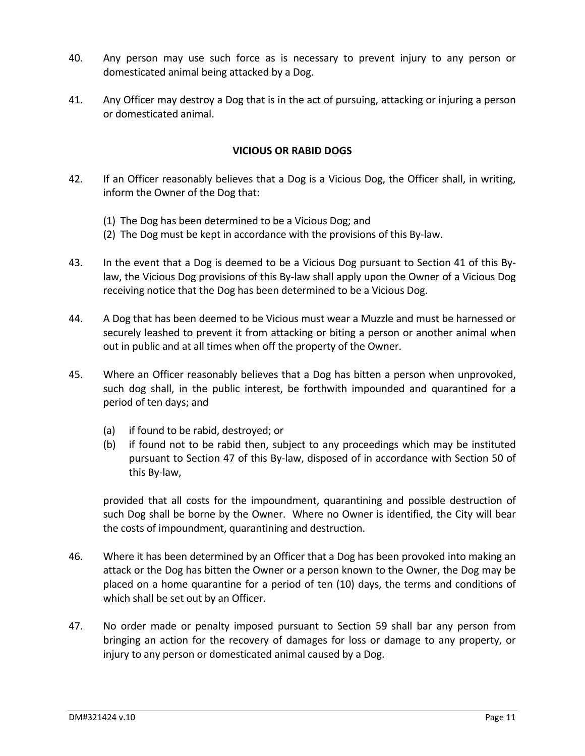40. Any person may use such force as is necessary to prevent injury to any person or domesticated animal being attacked by a Dog.

41. Any Officer may destroy a Dog that is in the act of pursuing, attacking or injuring a person or domesticated animal.

## VICIOUS OR RABID DOGS

42. If an Officer reasonably believes that a Dog is a Vicious Dog, the Officer shall, in writing, inform the Owner of the Dog that:

    (1) The Dog has been determined to be a Vicious Dog; and
    (2) The Dog must be kept in accordance with the provisions of this By-law.

43. In the event that a Dog is deemed to be a Vicious Dog pursuant to Section 41 of this By-law, the Vicious Dog provisions of this By-law shall apply upon the Owner of a Vicious Dog receiving notice that the Dog has been determined to be a Vicious Dog.

44. A Dog that has been deemed to be Vicious must wear a Muzzle and must be harnessed or securely leashed to prevent it from attacking or biting a person or another animal when out in public and at all times when off the property of the Owner.

45. Where an Officer reasonably believes that a Dog has bitten a person when unprovoked, such dog shall, in the public interest, be forthwith impounded and quarantined for a period of ten days; and

    (a) if found to be rabid, destroyed; or
    (b) if found not to be rabid then, subject to any proceedings which may be instituted pursuant to Section 47 of this By-law, disposed of in accordance with Section 50 of this By-law,

    provided that all costs for the impoundment, quarantining and possible destruction of such Dog shall be borne by the Owner. Where no Owner is identified, the City will bear the costs of impoundment, quarantining and destruction.

46. Where it has been determined by an Officer that a Dog has been provoked into making an attack or the Dog has bitten the Owner or a person known to the Owner, the Dog may be placed on a home quarantine for a period of ten (10) days, the terms and conditions of which shall be set out by an Officer.

47. No order made or penalty imposed pursuant to Section 59 shall bar any person from bringing an action for the recovery of damages for loss or damage to any property, or injury to any person or domesticated animal caused by a Dog.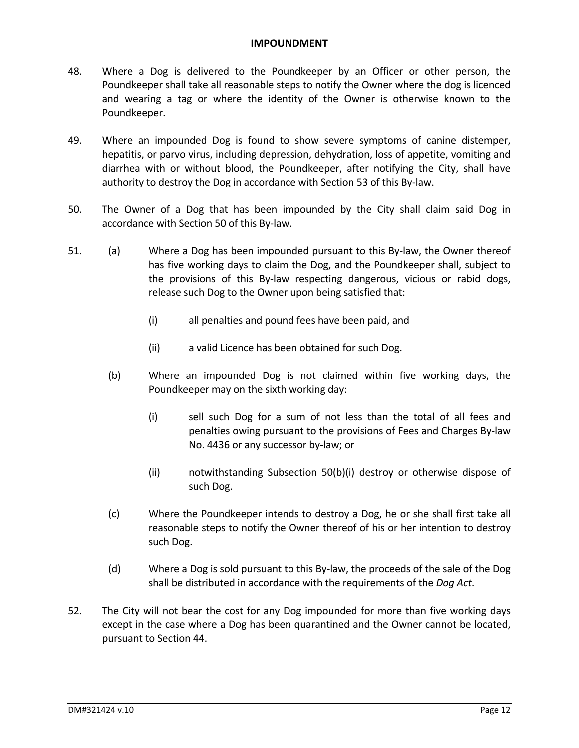## IMPOUNDMENT

48. Where a Dog is delivered to the Poundkeeper by an Officer or other person, the Poundkeeper shall take all reasonable steps to notify the Owner where the dog is licenced and wearing a tag or where the identity of the Owner is otherwise known to the Poundkeeper.

49. Where an impounded Dog is found to show severe symptoms of canine distemper, hepatitis, or parvo virus, including depression, dehydration, loss of appetite, vomiting and diarrhea with or without blood, the Poundkeeper, after notifying the City, shall have authority to destroy the Dog in accordance with Section 53 of this By-law.

50. The Owner of a Dog that has been impounded by the City shall claim said Dog in accordance with Section 50 of this By-law.

51. (a) Where a Dog has been impounded pursuant to this By-law, the Owner thereof has five working days to claim the Dog, and the Poundkeeper shall, subject to the provisions of this By-law respecting dangerous, vicious or rabid dogs, release such Dog to the Owner upon being satisfied that:

    (i) all penalties and pound fees have been paid, and

    (ii) a valid Licence has been obtained for such Dog.

    (b) Where an impounded Dog is not claimed within five working days, the Poundkeeper may on the sixth working day:

    (i) sell such Dog for a sum of not less than the total of all fees and penalties owing pursuant to the provisions of Fees and Charges By-law No. 4436 or any successor by-law; or

    (ii) notwithstanding Subsection 50(b)(i) destroy or otherwise dispose of such Dog.

    (c) Where the Poundkeeper intends to destroy a Dog, he or she shall first take all reasonable steps to notify the Owner thereof of his or her intention to destroy such Dog.

    (d) Where a Dog is sold pursuant to this By-law, the proceeds of the sale of the Dog shall be distributed in accordance with the requirements of the *Dog Act*.

52. The City will not bear the cost for any Dog impounded for more than five working days except in the case where a Dog has been quarantined and the Owner cannot be located, pursuant to Section 44.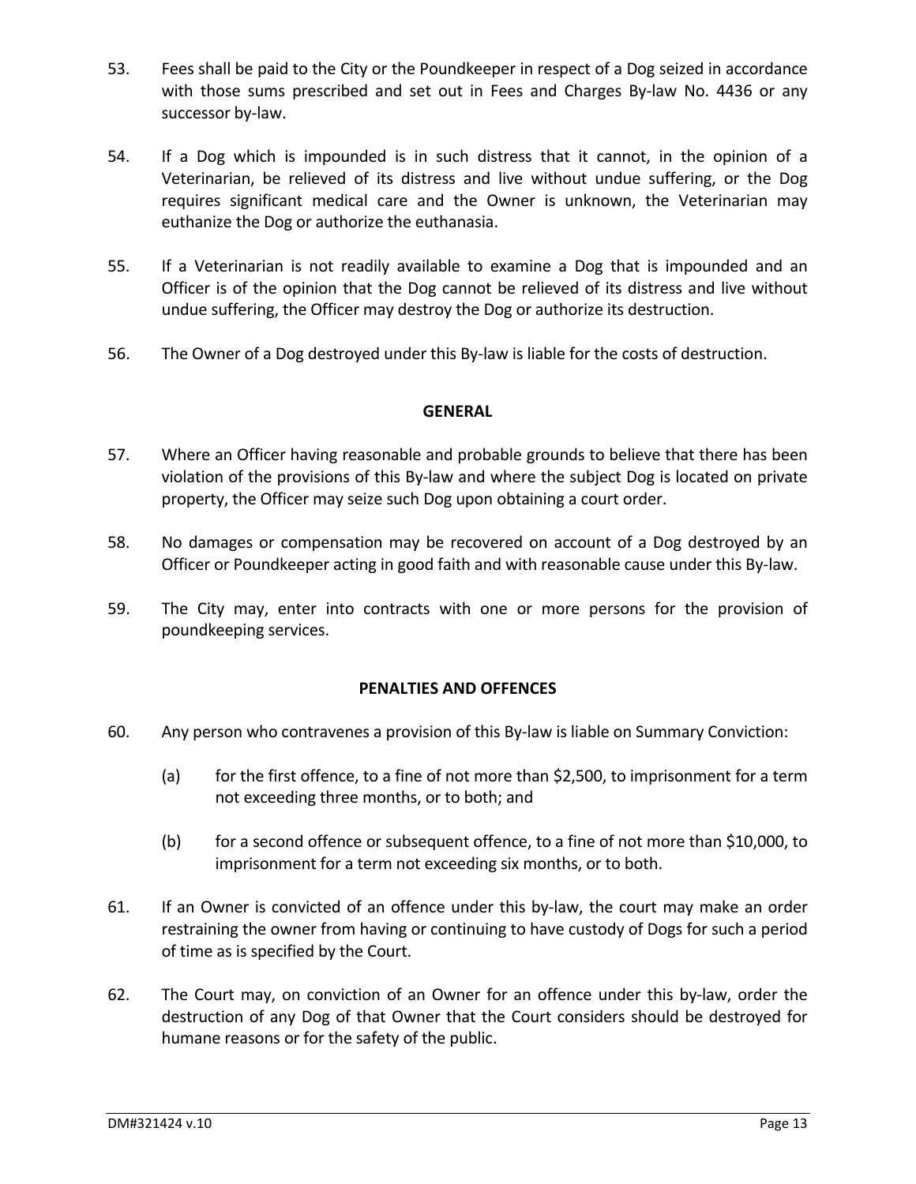53. Fees shall be paid to the City or the Poundkeeper in respect of a Dog seized in accordance with those sums prescribed and set out in Fees and Charges By-law No. 4436 or any successor by-law.

54. If a Dog which is impounded is in such distress that it cannot, in the opinion of a Veterinarian, be relieved of its distress and live without undue suffering, or the Dog requires significant medical care and the Owner is unknown, the Veterinarian may euthanize the Dog or authorize the euthanasia.

55. If a Veterinarian is not readily available to examine a Dog that is impounded and an Officer is of the opinion that the Dog cannot be relieved of its distress and live without undue suffering, the Officer may destroy the Dog or authorize its destruction.

56. The Owner of a Dog destroyed under this By-law is liable for the costs of destruction.

**GENERAL**

57. Where an Officer having reasonable and probable grounds to believe that there has been violation of the provisions of this By-law and where the subject Dog is located on private property, the Officer may seize such Dog upon obtaining a court order.

58. No damages or compensation may be recovered on account of a Dog destroyed by an Officer or Poundkeeper acting in good faith and with reasonable cause under this By-law.

59. The City may, enter into contracts with one or more persons for the provision of poundkeeping services.

**PENALTIES AND OFFENCES**

60. Any person who contravenes a provision of this By-law is liable on Summary Conviction:

    (a) for the first offence, to a fine of not more than $2,500, to imprisonment for a term not exceeding three months, or to both; and

    (b) for a second offence or subsequent offence, to a fine of not more than $10,000, to imprisonment for a term not exceeding six months, or to both.

61. If an Owner is convicted of an offence under this by-law, the court may make an order restraining the owner from having or continuing to have custody of Dogs for such a period of time as is specified by the Court.

62. The Court may, on conviction of an Owner for an offence under this by-law, order the destruction of any Dog of that Owner that the Court considers should be destroyed for humane reasons or for the safety of the public.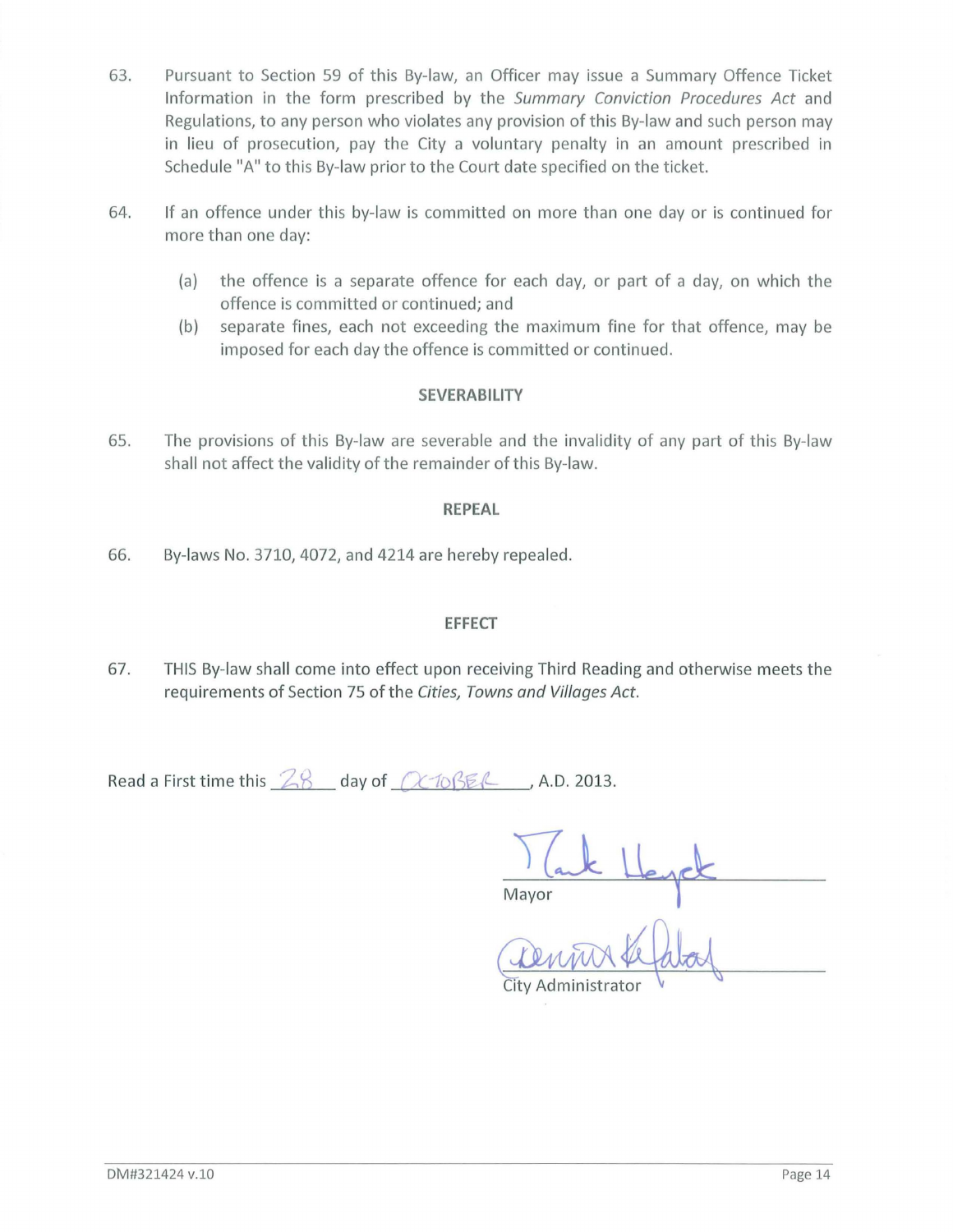63. Pursuant to Section 59 of this By-law, an Officer may issue a Summary Offence Ticket Information in the form prescribed by the *Summary Conviction Procedures Act* and Regulations, to any person who violates any provision of this By-law and such person may in lieu of prosecution, pay the City a voluntary penalty in an amount prescribed in Schedule "A" to this By-law prior to the Court date specified on the ticket.

64. If an offence under this by-law is committed on more than one day or is continued for more than one day:

    (a) the offence is a separate offence for each day, or part of a day, on which the offence is committed or continued; and
    (b) separate fines, each not exceeding the maximum fine for that offence, may be imposed for each day the offence is committed or continued.

**SEVERABILITY**

65. The provisions of this By-law are severable and the invalidity of any part of this By-law shall not affect the validity of the remainder of this By-law.

**REPEAL**

66. By-laws No. 3710, 4072, and 4214 are hereby repealed.

**EFFECT**

67. THIS By-law shall come into effect upon receiving Third Reading and otherwise meets the requirements of Section 75 of the *Cities, Towns and Villages Act*.

Read a First time this 28 day of OCTOBER, A.D. 2013.

[Signature]
Mayor

[Signature]
City Administrator

DM#321424 v.10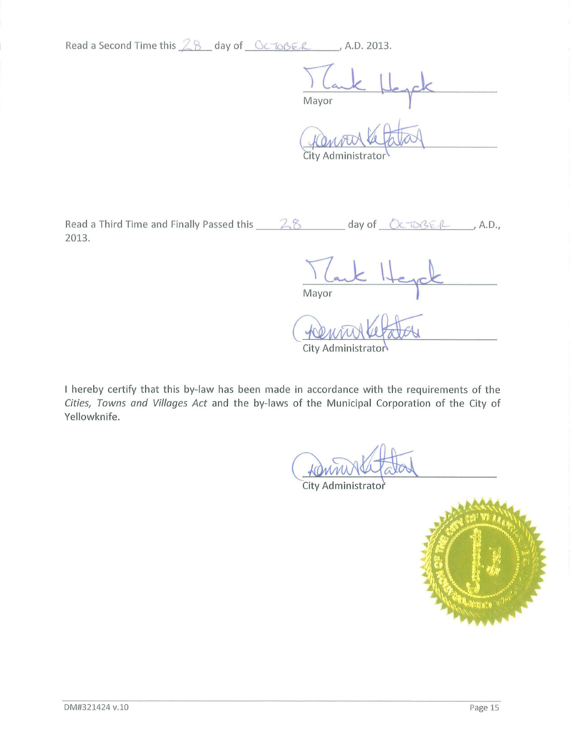Read a Second Time this 28 day of OCTOBER, A.D. 2013.

Mark Heyck
Mayor

City Administrator

Read a Third Time and Finally Passed this 28 day of OCTOBER, A.D., 2013.

Mark Heyck
Mayor

City Administrator

I hereby certify that this by-law has been made in accordance with the requirements of the *Cities, Towns and Villages Act* and the by-laws of the Municipal Corporation of the City of Yellowknife.

City Administrator

DM#321424 v.10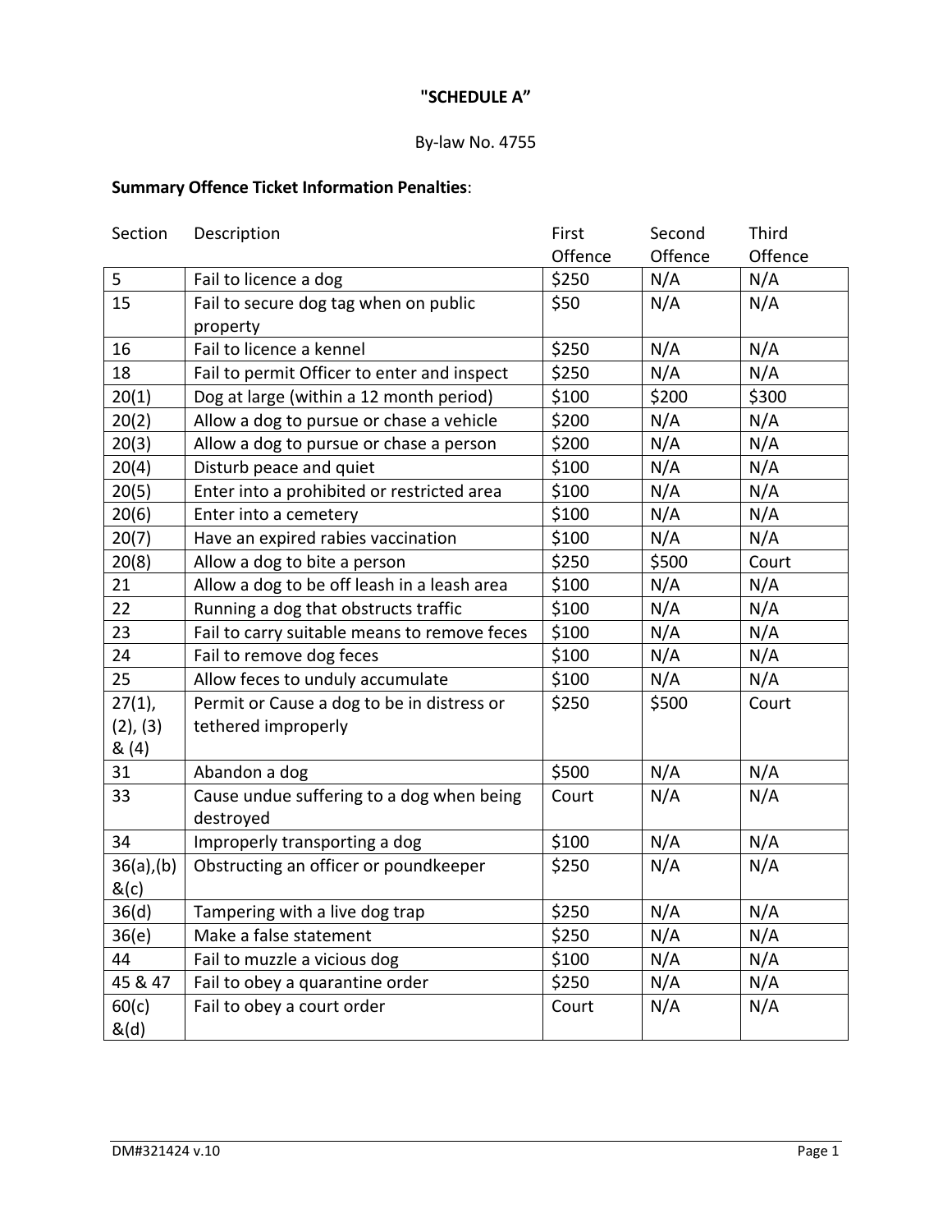**"SCHEDULE A"**

By-law No. 4755

**Summary Offence Ticket Information Penalties**:

| Section | Description | First Offence | Second Offence | Third Offence |
|---|---|---|---|---|
| 5 | Fail to licence a dog | $250 | N/A | N/A |
| 15 | Fail to secure dog tag when on public property | $50 | N/A | N/A |
| 16 | Fail to licence a kennel | $250 | N/A | N/A |
| 18 | Fail to permit Officer to enter and inspect | $250 | N/A | N/A |
| 20(1) | Dog at large (within a 12 month period) | $100 | $200 | $300 |
| 20(2) | Allow a dog to pursue or chase a vehicle | $200 | N/A | N/A |
| 20(3) | Allow a dog to pursue or chase a person | $200 | N/A | N/A |
| 20(4) | Disturb peace and quiet | $100 | N/A | N/A |
| 20(5) | Enter into a prohibited or restricted area | $100 | N/A | N/A |
| 20(6) | Enter into a cemetery | $100 | N/A | N/A |
| 20(7) | Have an expired rabies vaccination | $100 | N/A | N/A |
| 20(8) | Allow a dog to bite a person | $250 | $500 | Court |
| 21 | Allow a dog to be off leash in a leash area | $100 | N/A | N/A |
| 22 | Running a dog that obstructs traffic | $100 | N/A | N/A |
| 23 | Fail to carry suitable means to remove feces | $100 | N/A | N/A |
| 24 | Fail to remove dog feces | $100 | N/A | N/A |
| 25 | Allow feces to unduly accumulate | $100 | N/A | N/A |
| 27(1), (2), (3) & (4) | Permit or Cause a dog to be in distress or tethered improperly | $250 | $500 | Court |
| 31 | Abandon a dog | $500 | N/A | N/A |
| 33 | Cause undue suffering to a dog when being destroyed | Court | N/A | N/A |
| 34 | Improperly transporting a dog | $100 | N/A | N/A |
| 36(a),(b) &(c) | Obstructing an officer or poundkeeper | $250 | N/A | N/A |
| 36(d) | Tampering with a live dog trap | $250 | N/A | N/A |
| 36(e) | Make a false statement | $250 | N/A | N/A |
| 44 | Fail to muzzle a vicious dog | $100 | N/A | N/A |
| 45 & 47 | Fail to obey a quarantine order | $250 | N/A | N/A |
| 60(c) &(d) | Fail to obey a court order | Court | N/A | N/A |